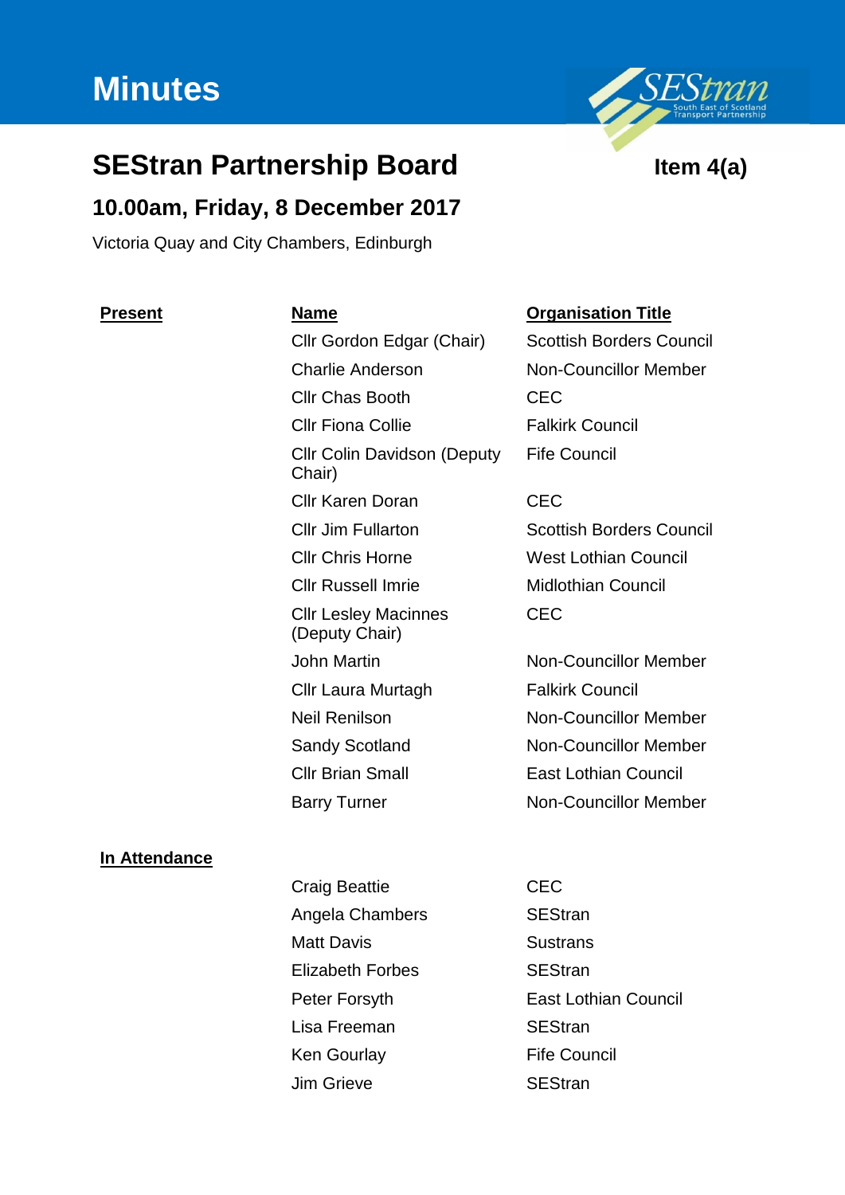# Minutes

## SEStran Partnership Board

**Item 4(a)**

### 10.00am, Friday, 8 December 2017

Victoria Quay and City Chambers, Edinburgh

| **Present** | **Name** | **Organisation Title** |
|---|---|---|
| | Cllr Gordon Edgar (Chair) | Scottish Borders Council |
| | Charlie Anderson | Non-Councillor Member |
| | Cllr Chas Booth | CEC |
| | Cllr Fiona Collie | Falkirk Council |
| | Cllr Colin Davidson (Deputy Chair) | Fife Council |
| | Cllr Karen Doran | CEC |
| | Cllr Jim Fullarton | Scottish Borders Council |
| | Cllr Chris Horne | West Lothian Council |
| | Cllr Russell Imrie | Midlothian Council |
| | Cllr Lesley Macinnes (Deputy Chair) | CEC |
| | John Martin | Non-Councillor Member |
| | Cllr Laura Murtagh | Falkirk Council |
| | Neil Renilson | Non-Councillor Member |
| | Sandy Scotland | Non-Councillor Member |
| | Cllr Brian Small | East Lothian Council |
| | Barry Turner | Non-Councillor Member |

| **In Attendance** | | |
|---|---|---|
| | Craig Beattie | CEC |
| | Angela Chambers | SEStran |
| | Matt Davis | Sustrans |
| | Elizabeth Forbes | SEStran |
| | Peter Forsyth | East Lothian Council |
| | Lisa Freeman | SEStran |
| | Ken Gourlay | Fife Council |
| | Jim Grieve | SEStran |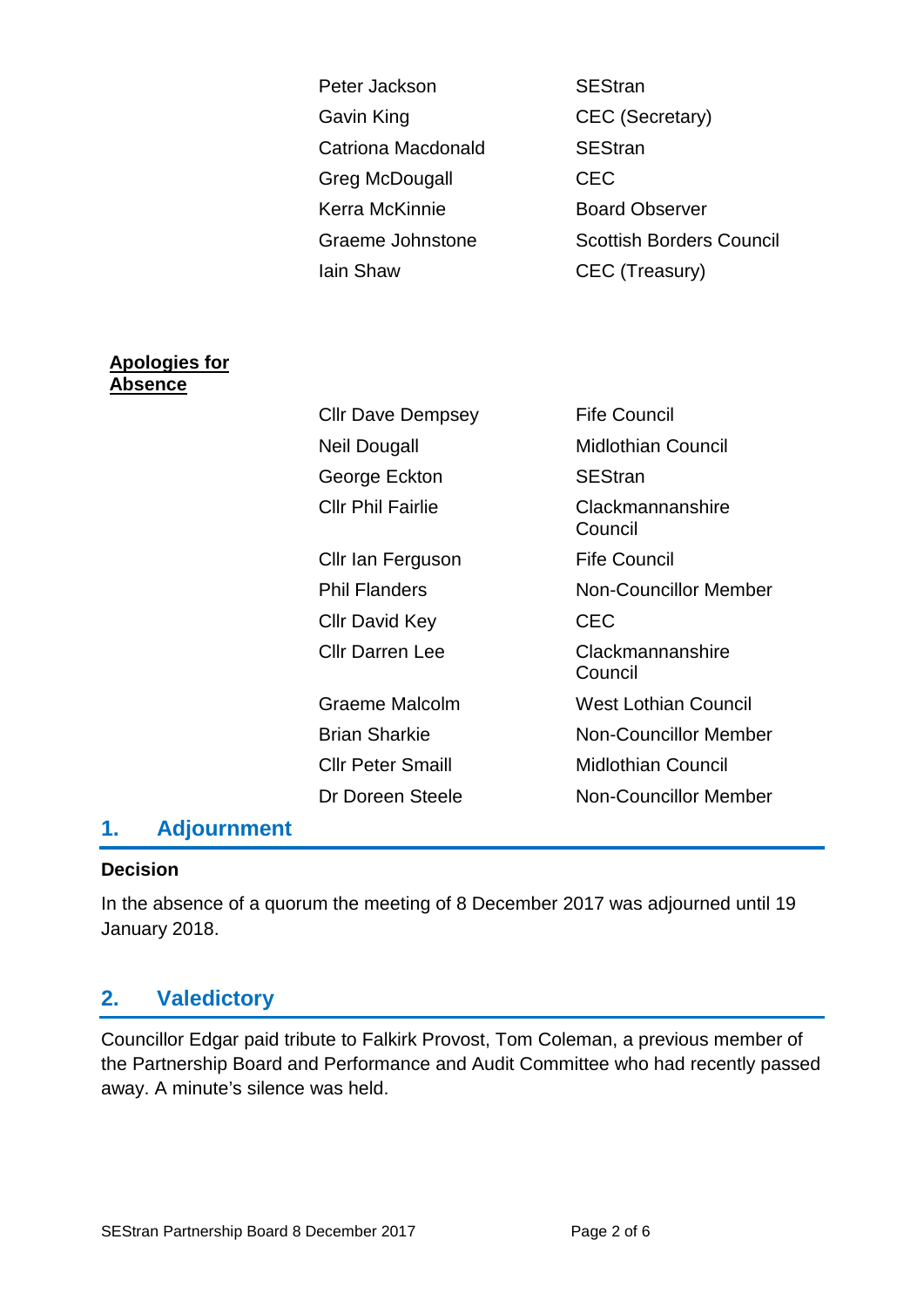| | |
|---|---|
| Peter Jackson | SEStran |
| Gavin King | CEC (Secretary) |
| Catriona Macdonald | SEStran |
| Greg McDougall | CEC |
| Kerra McKinnie | Board Observer |
| Graeme Johnstone | Scottish Borders Council |
| Iain Shaw | CEC (Treasury) |

**Apologies for Absence**

| | |
|---|---|
| Cllr Dave Dempsey | Fife Council |
| Neil Dougall | Midlothian Council |
| George Eckton | SEStran |
| Cllr Phil Fairlie | Clackmannanshire Council |
| Cllr Ian Ferguson | Fife Council |
| Phil Flanders | Non-Councillor Member |
| Cllr David Key | CEC |
| Cllr Darren Lee | Clackmannanshire Council |
| Graeme Malcolm | West Lothian Council |
| Brian Sharkie | Non-Councillor Member |
| Cllr Peter Smaill | Midlothian Council |
| Dr Doreen Steele | Non-Councillor Member |

## 1. Adjournment

**Decision**

In the absence of a quorum the meeting of 8 December 2017 was adjourned until 19 January 2018.

## 2. Valedictory

Councillor Edgar paid tribute to Falkirk Provost, Tom Coleman, a previous member of the Partnership Board and Performance and Audit Committee who had recently passed away. A minute's silence was held.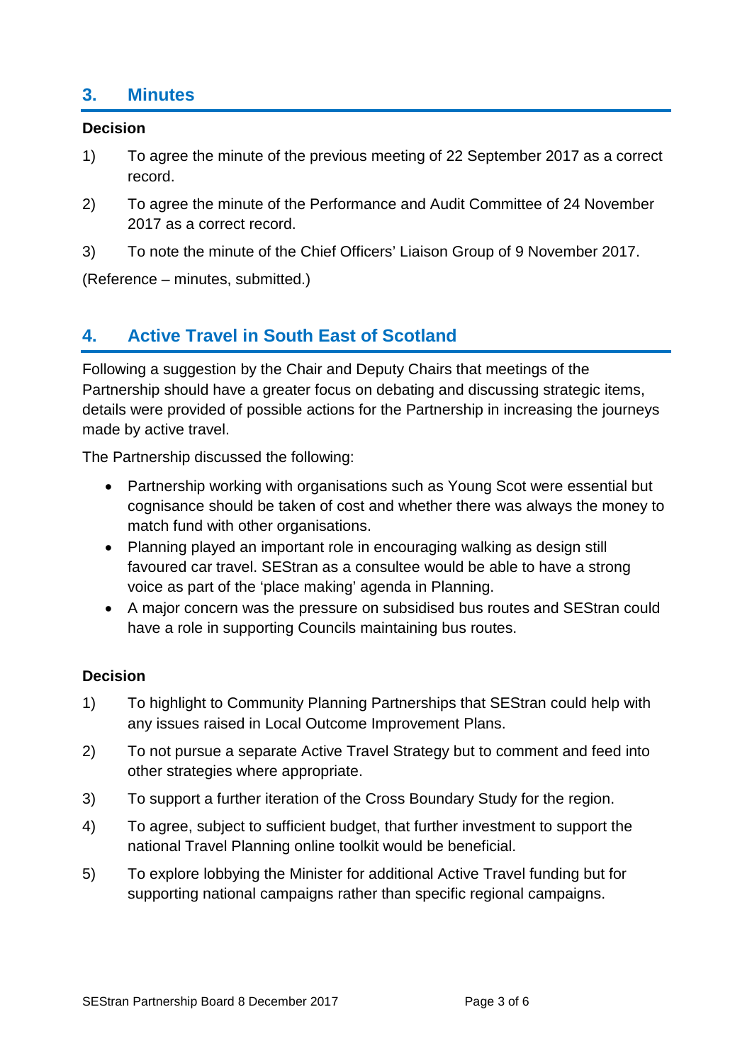## 3. Minutes

**Decision**

1) To agree the minute of the previous meeting of 22 September 2017 as a correct record.

2) To agree the minute of the Performance and Audit Committee of 24 November 2017 as a correct record.

3) To note the minute of the Chief Officers' Liaison Group of 9 November 2017.

(Reference – minutes, submitted.)

## 4. Active Travel in South East of Scotland

Following a suggestion by the Chair and Deputy Chairs that meetings of the Partnership should have a greater focus on debating and discussing strategic items, details were provided of possible actions for the Partnership in increasing the journeys made by active travel.

The Partnership discussed the following:

- Partnership working with organisations such as Young Scot were essential but cognisance should be taken of cost and whether there was always the money to match fund with other organisations.
- Planning played an important role in encouraging walking as design still favoured car travel. SEStran as a consultee would be able to have a strong voice as part of the 'place making' agenda in Planning.
- A major concern was the pressure on subsidised bus routes and SEStran could have a role in supporting Councils maintaining bus routes.

**Decision**

1) To highlight to Community Planning Partnerships that SEStran could help with any issues raised in Local Outcome Improvement Plans.

2) To not pursue a separate Active Travel Strategy but to comment and feed into other strategies where appropriate.

3) To support a further iteration of the Cross Boundary Study for the region.

4) To agree, subject to sufficient budget, that further investment to support the national Travel Planning online toolkit would be beneficial.

5) To explore lobbying the Minister for additional Active Travel funding but for supporting national campaigns rather than specific regional campaigns.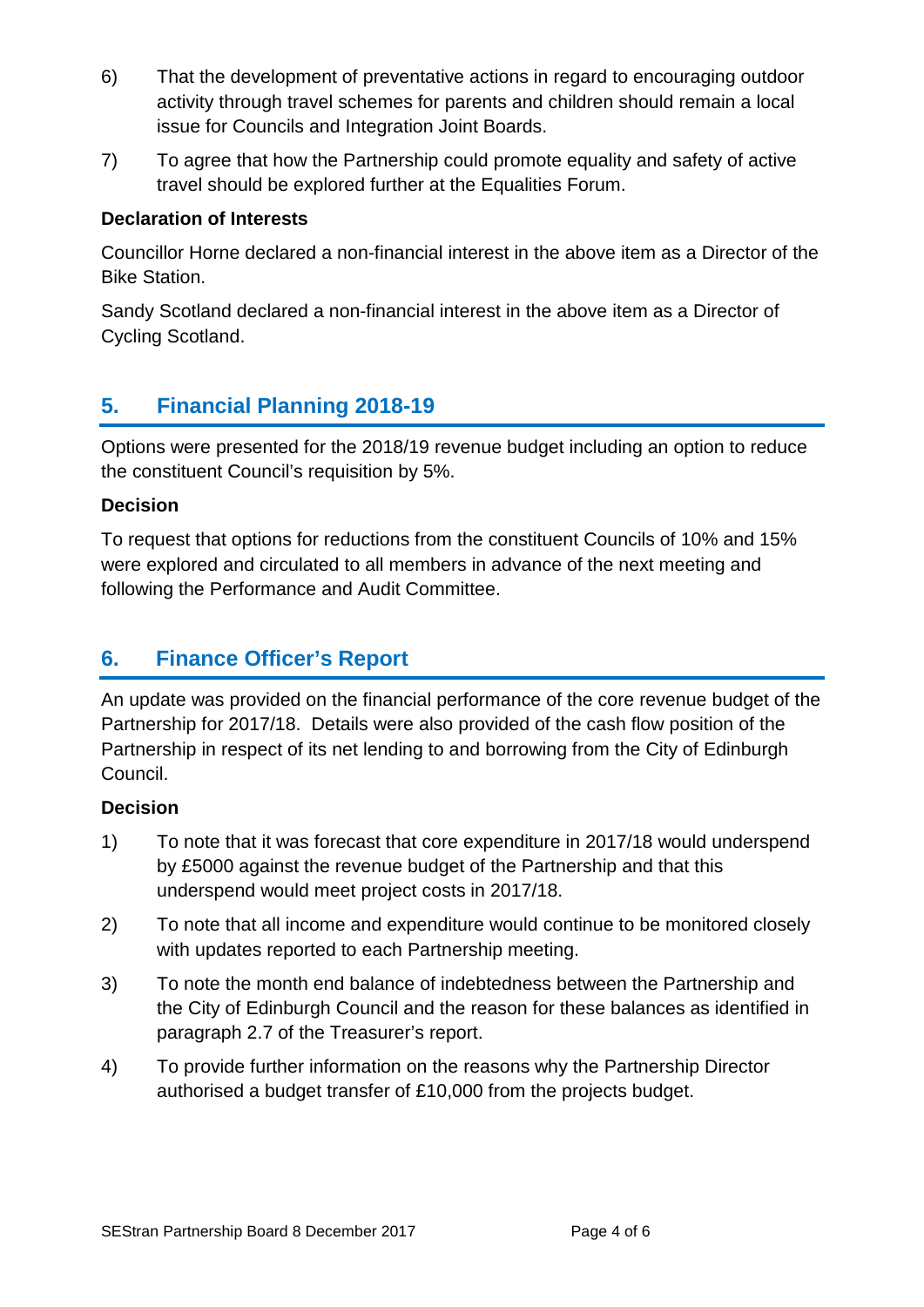6) That the development of preventative actions in regard to encouraging outdoor activity through travel schemes for parents and children should remain a local issue for Councils and Integration Joint Boards.

7) To agree that how the Partnership could promote equality and safety of active travel should be explored further at the Equalities Forum.

**Declaration of Interests**

Councillor Horne declared a non-financial interest in the above item as a Director of the Bike Station.

Sandy Scotland declared a non-financial interest in the above item as a Director of Cycling Scotland.

## 5. Financial Planning 2018-19

Options were presented for the 2018/19 revenue budget including an option to reduce the constituent Council's requisition by 5%.

**Decision**

To request that options for reductions from the constituent Councils of 10% and 15% were explored and circulated to all members in advance of the next meeting and following the Performance and Audit Committee.

## 6. Finance Officer's Report

An update was provided on the financial performance of the core revenue budget of the Partnership for 2017/18. Details were also provided of the cash flow position of the Partnership in respect of its net lending to and borrowing from the City of Edinburgh Council.

**Decision**

1) To note that it was forecast that core expenditure in 2017/18 would underspend by £5000 against the revenue budget of the Partnership and that this underspend would meet project costs in 2017/18.

2) To note that all income and expenditure would continue to be monitored closely with updates reported to each Partnership meeting.

3) To note the month end balance of indebtedness between the Partnership and the City of Edinburgh Council and the reason for these balances as identified in paragraph 2.7 of the Treasurer's report.

4) To provide further information on the reasons why the Partnership Director authorised a budget transfer of £10,000 from the projects budget.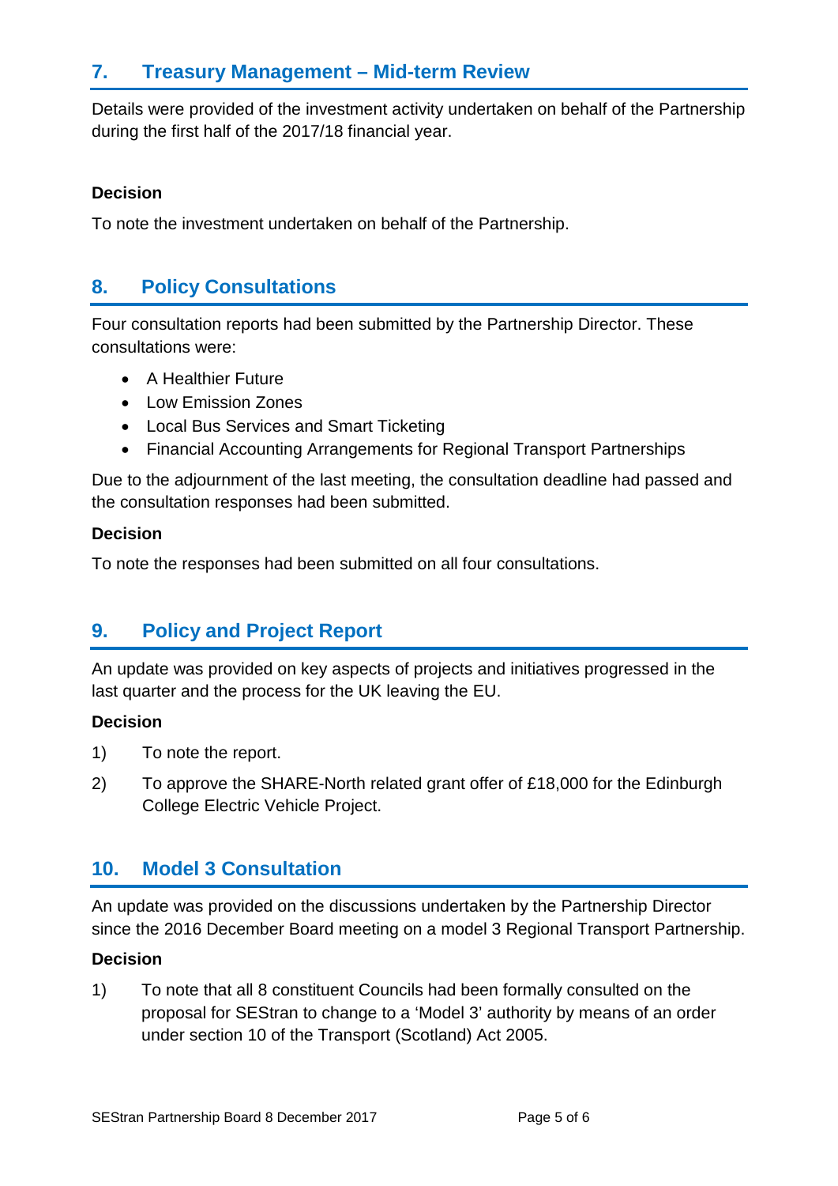## 7. Treasury Management – Mid-term Review

Details were provided of the investment activity undertaken on behalf of the Partnership during the first half of the 2017/18 financial year.

**Decision**

To note the investment undertaken on behalf of the Partnership.

## 8. Policy Consultations

Four consultation reports had been submitted by the Partnership Director. These consultations were:

- A Healthier Future
- Low Emission Zones
- Local Bus Services and Smart Ticketing
- Financial Accounting Arrangements for Regional Transport Partnerships

Due to the adjournment of the last meeting, the consultation deadline had passed and the consultation responses had been submitted.

**Decision**

To note the responses had been submitted on all four consultations.

## 9. Policy and Project Report

An update was provided on key aspects of projects and initiatives progressed in the last quarter and the process for the UK leaving the EU.

**Decision**

1) To note the report.
2) To approve the SHARE-North related grant offer of £18,000 for the Edinburgh College Electric Vehicle Project.

## 10. Model 3 Consultation

An update was provided on the discussions undertaken by the Partnership Director since the 2016 December Board meeting on a model 3 Regional Transport Partnership.

**Decision**

1) To note that all 8 constituent Councils had been formally consulted on the proposal for SEStran to change to a 'Model 3' authority by means of an order under section 10 of the Transport (Scotland) Act 2005.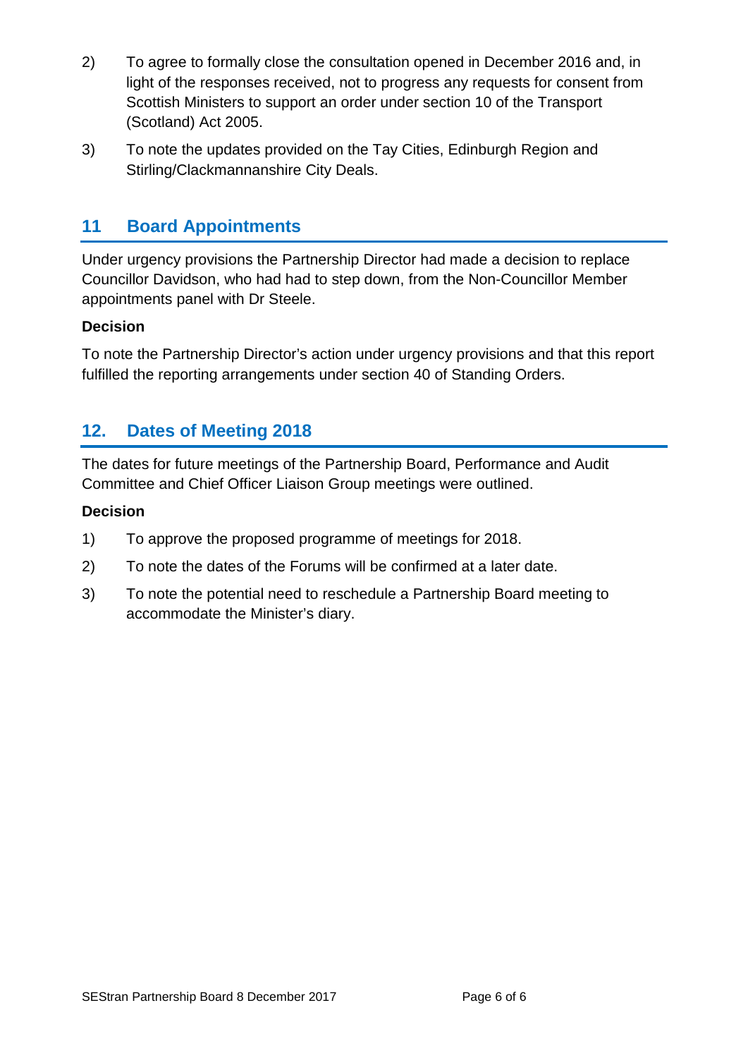2) To agree to formally close the consultation opened in December 2016 and, in light of the responses received, not to progress any requests for consent from Scottish Ministers to support an order under section 10 of the Transport (Scotland) Act 2005.

3) To note the updates provided on the Tay Cities, Edinburgh Region and Stirling/Clackmannanshire City Deals.

## 11 Board Appointments

Under urgency provisions the Partnership Director had made a decision to replace Councillor Davidson, who had had to step down, from the Non-Councillor Member appointments panel with Dr Steele.

**Decision**

To note the Partnership Director's action under urgency provisions and that this report fulfilled the reporting arrangements under section 40 of Standing Orders.

## 12. Dates of Meeting 2018

The dates for future meetings of the Partnership Board, Performance and Audit Committee and Chief Officer Liaison Group meetings were outlined.

**Decision**

1) To approve the proposed programme of meetings for 2018.

2) To note the dates of the Forums will be confirmed at a later date.

3) To note the potential need to reschedule a Partnership Board meeting to accommodate the Minister's diary.